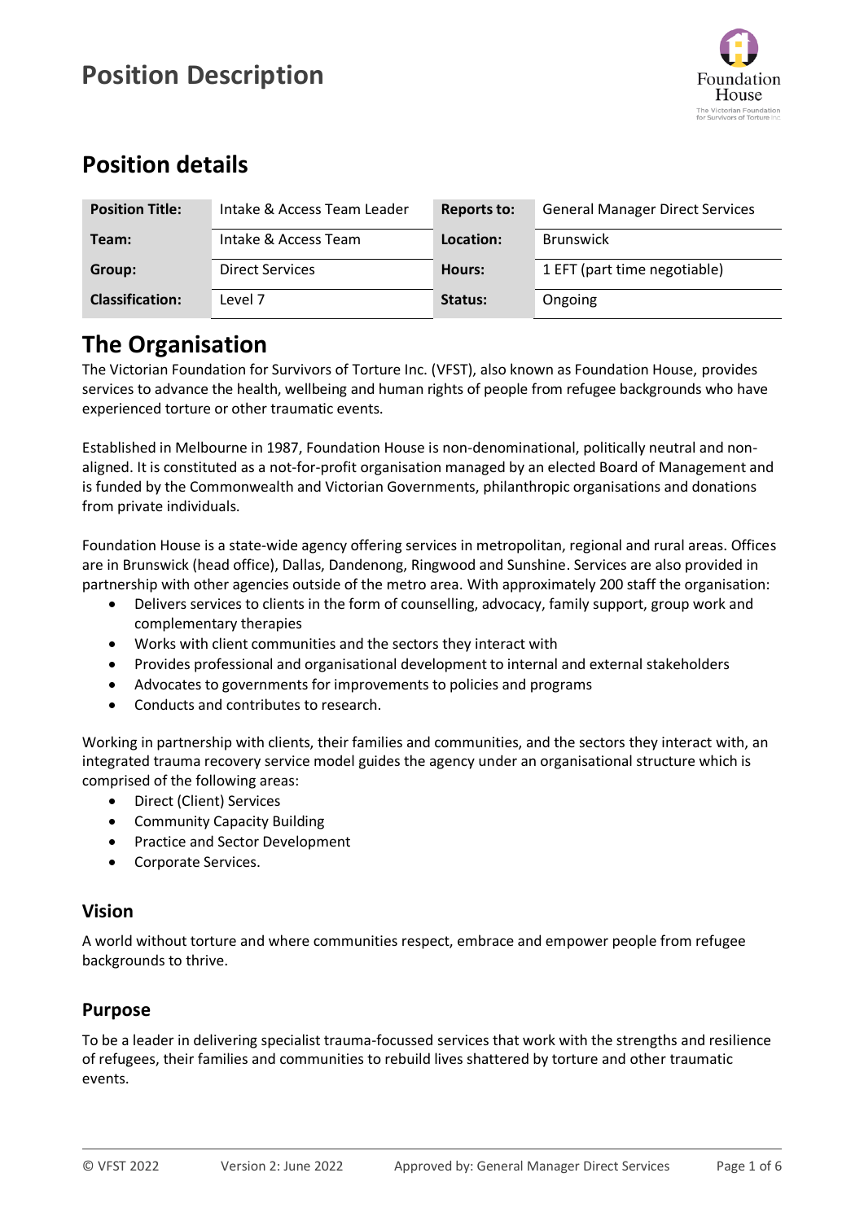# Position Description

## Position details

| Position Title: | Intake & Access Team Leader | Reports to: | General Manager Direct Services |
|---|---|---|---|
| Team: | Intake & Access Team | Location: | Brunswick |
| Group: | Direct Services | Hours: | 1 EFT (part time negotiable) |
| Classification: | Level 7 | Status: | Ongoing |

# The Organisation

The Victorian Foundation for Survivors of Torture Inc. (VFST), also known as Foundation House, provides services to advance the health, wellbeing and human rights of people from refugee backgrounds who have experienced torture or other traumatic events.

Established in Melbourne in 1987, Foundation House is non-denominational, politically neutral and non-aligned. It is constituted as a not-for-profit organisation managed by an elected Board of Management and is funded by the Commonwealth and Victorian Governments, philanthropic organisations and donations from private individuals.

Foundation House is a state-wide agency offering services in metropolitan, regional and rural areas. Offices are in Brunswick (head office), Dallas, Dandenong, Ringwood and Sunshine. Services are also provided in partnership with other agencies outside of the metro area. With approximately 200 staff the organisation:

- Delivers services to clients in the form of counselling, advocacy, family support, group work and complementary therapies
- Works with client communities and the sectors they interact with
- Provides professional and organisational development to internal and external stakeholders
- Advocates to governments for improvements to policies and programs
- Conducts and contributes to research.

Working in partnership with clients, their families and communities, and the sectors they interact with, an integrated trauma recovery service model guides the agency under an organisational structure which is comprised of the following areas:

- Direct (Client) Services
- Community Capacity Building
- Practice and Sector Development
- Corporate Services.

## Vision

A world without torture and where communities respect, embrace and empower people from refugee backgrounds to thrive.

## Purpose

To be a leader in delivering specialist trauma-focussed services that work with the strengths and resilience of refugees, their families and communities to rebuild lives shattered by torture and other traumatic events.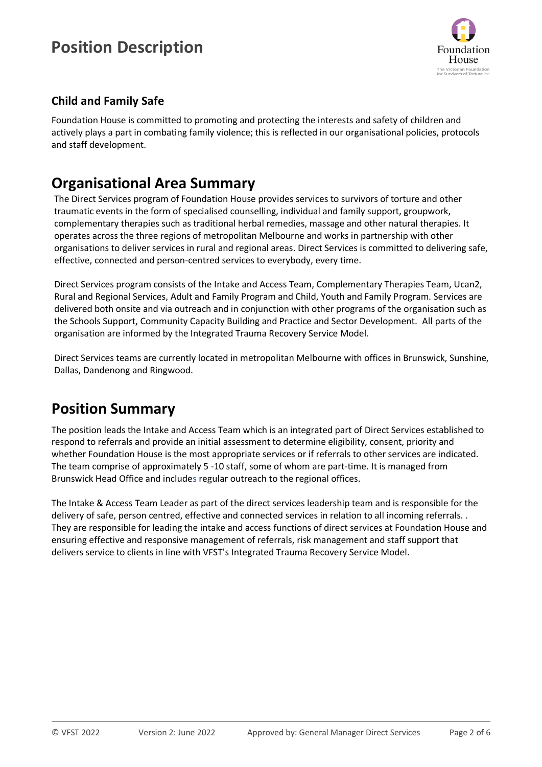### Child and Family Safe

Foundation House is committed to promoting and protecting the interests and safety of children and actively plays a part in combating family violence; this is reflected in our organisational policies, protocols and staff development.

## Organisational Area Summary

The Direct Services program of Foundation House provides services to survivors of torture and other traumatic events in the form of specialised counselling, individual and family support, groupwork, complementary therapies such as traditional herbal remedies, massage and other natural therapies. It operates across the three regions of metropolitan Melbourne and works in partnership with other organisations to deliver services in rural and regional areas. Direct Services is committed to delivering safe, effective, connected and person-centred services to everybody, every time.

Direct Services program consists of the Intake and Access Team, Complementary Therapies Team, Ucan2, Rural and Regional Services, Adult and Family Program and Child, Youth and Family Program. Services are delivered both onsite and via outreach and in conjunction with other programs of the organisation such as the Schools Support, Community Capacity Building and Practice and Sector Development. All parts of the organisation are informed by the Integrated Trauma Recovery Service Model.

Direct Services teams are currently located in metropolitan Melbourne with offices in Brunswick, Sunshine, Dallas, Dandenong and Ringwood.

## Position Summary

The position leads the Intake and Access Team which is an integrated part of Direct Services established to respond to referrals and provide an initial assessment to determine eligibility, consent, priority and whether Foundation House is the most appropriate services or if referrals to other services are indicated. The team comprise of approximately 5 -10 staff, some of whom are part-time. It is managed from Brunswick Head Office and includes regular outreach to the regional offices.

The Intake & Access Team Leader as part of the direct services leadership team and is responsible for the delivery of safe, person centred, effective and connected services in relation to all incoming referrals. . They are responsible for leading the intake and access functions of direct services at Foundation House and ensuring effective and responsive management of referrals, risk management and staff support that delivers service to clients in line with VFST's Integrated Trauma Recovery Service Model.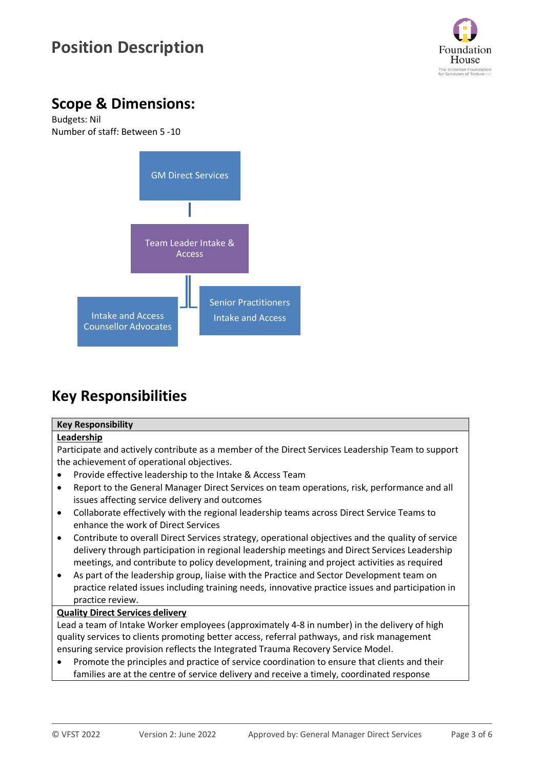## Scope & Dimensions:

Budgets: Nil
Number of staff: Between 5 -10

GM Direct Services

Team Leader Intake & Access

Intake and Access Counsellor Advocates

Senior Practitioners Intake and Access

## Key Responsibilities

| Key Responsibility |
| --- |
| **Leadership**<br>Participate and actively contribute as a member of the Direct Services Leadership Team to support the achievement of operational objectives.<br>• Provide effective leadership to the Intake & Access Team<br>• Report to the General Manager Direct Services on team operations, risk, performance and all issues affecting service delivery and outcomes<br>• Collaborate effectively with the regional leadership teams across Direct Service Teams to enhance the work of Direct Services<br>• Contribute to overall Direct Services strategy, operational objectives and the quality of service delivery through participation in regional leadership meetings and Direct Services Leadership meetings, and contribute to policy development, training and project activities as required<br>• As part of the leadership group, liaise with the Practice and Sector Development team on practice related issues including training needs, innovative practice issues and participation in practice review. |
| **Quality Direct Services delivery**<br>Lead a team of Intake Worker employees (approximately 4-8 in number) in the delivery of high quality services to clients promoting better access, referral pathways, and risk management ensuring service provision reflects the Integrated Trauma Recovery Service Model.<br>• Promote the principles and practice of service coordination to ensure that clients and their families are at the centre of service delivery and receive a timely, coordinated response |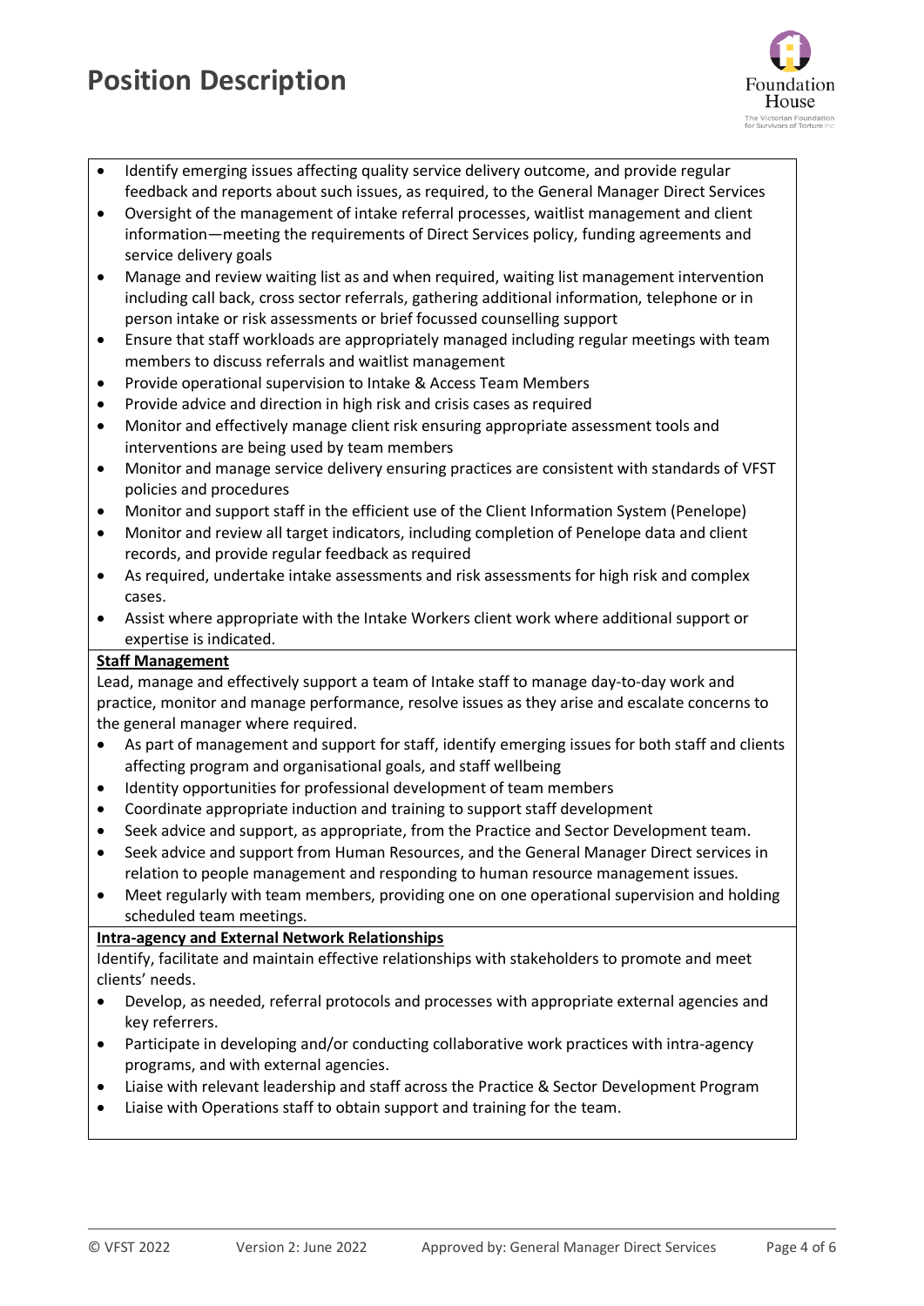- Identify emerging issues affecting quality service delivery outcome, and provide regular feedback and reports about such issues, as required, to the General Manager Direct Services
- Oversight of the management of intake referral processes, waitlist management and client information—meeting the requirements of Direct Services policy, funding agreements and service delivery goals
- Manage and review waiting list as and when required, waiting list management intervention including call back, cross sector referrals, gathering additional information, telephone or in person intake or risk assessments or brief focussed counselling support
- Ensure that staff workloads are appropriately managed including regular meetings with team members to discuss referrals and waitlist management
- Provide operational supervision to Intake & Access Team Members
- Provide advice and direction in high risk and crisis cases as required
- Monitor and effectively manage client risk ensuring appropriate assessment tools and interventions are being used by team members
- Monitor and manage service delivery ensuring practices are consistent with standards of VFST policies and procedures
- Monitor and support staff in the efficient use of the Client Information System (Penelope)
- Monitor and review all target indicators, including completion of Penelope data and client records, and provide regular feedback as required
- As required, undertake intake assessments and risk assessments for high risk and complex cases.
- Assist where appropriate with the Intake Workers client work where additional support or expertise is indicated.

**Staff Management**

Lead, manage and effectively support a team of Intake staff to manage day-to-day work and practice, monitor and manage performance, resolve issues as they arise and escalate concerns to the general manager where required.

- As part of management and support for staff, identify emerging issues for both staff and clients affecting program and organisational goals, and staff wellbeing
- Identity opportunities for professional development of team members
- Coordinate appropriate induction and training to support staff development
- Seek advice and support, as appropriate, from the Practice and Sector Development team.
- Seek advice and support from Human Resources, and the General Manager Direct services in relation to people management and responding to human resource management issues.
- Meet regularly with team members, providing one on one operational supervision and holding scheduled team meetings.

**Intra-agency and External Network Relationships**

Identify, facilitate and maintain effective relationships with stakeholders to promote and meet clients' needs.

- Develop, as needed, referral protocols and processes with appropriate external agencies and key referrers.
- Participate in developing and/or conducting collaborative work practices with intra-agency programs, and with external agencies.
- Liaise with relevant leadership and staff across the Practice & Sector Development Program
- Liaise with Operations staff to obtain support and training for the team.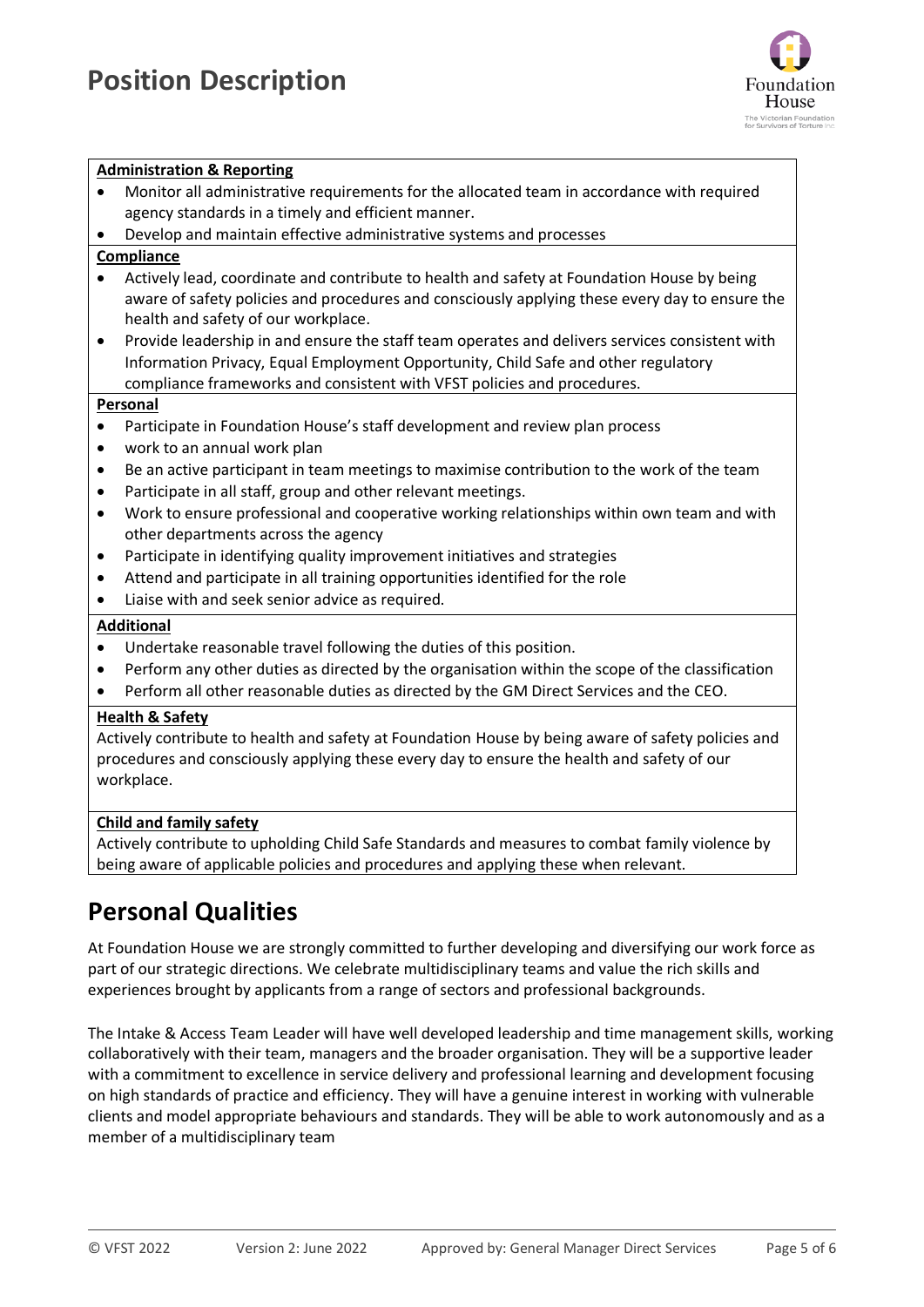**Administration & Reporting**

- Monitor all administrative requirements for the allocated team in accordance with required agency standards in a timely and efficient manner.
- Develop and maintain effective administrative systems and processes

**Compliance**

- Actively lead, coordinate and contribute to health and safety at Foundation House by being aware of safety policies and procedures and consciously applying these every day to ensure the health and safety of our workplace.
- Provide leadership in and ensure the staff team operates and delivers services consistent with Information Privacy, Equal Employment Opportunity, Child Safe and other regulatory compliance frameworks and consistent with VFST policies and procedures.

**Personal**

- Participate in Foundation House's staff development and review plan process
- work to an annual work plan
- Be an active participant in team meetings to maximise contribution to the work of the team
- Participate in all staff, group and other relevant meetings.
- Work to ensure professional and cooperative working relationships within own team and with other departments across the agency
- Participate in identifying quality improvement initiatives and strategies
- Attend and participate in all training opportunities identified for the role
- Liaise with and seek senior advice as required.

**Additional**

- Undertake reasonable travel following the duties of this position.
- Perform any other duties as directed by the organisation within the scope of the classification
- Perform all other reasonable duties as directed by the GM Direct Services and the CEO.

**Health & Safety**

Actively contribute to health and safety at Foundation House by being aware of safety policies and procedures and consciously applying these every day to ensure the health and safety of our workplace.

**Child and family safety**

Actively contribute to upholding Child Safe Standards and measures to combat family violence by being aware of applicable policies and procedures and applying these when relevant.

## Personal Qualities

At Foundation House we are strongly committed to further developing and diversifying our work force as part of our strategic directions. We celebrate multidisciplinary teams and value the rich skills and experiences brought by applicants from a range of sectors and professional backgrounds.

The Intake & Access Team Leader will have well developed leadership and time management skills, working collaboratively with their team, managers and the broader organisation. They will be a supportive leader with a commitment to excellence in service delivery and professional learning and development focusing on high standards of practice and efficiency. They will have a genuine interest in working with vulnerable clients and model appropriate behaviours and standards. They will be able to work autonomously and as a member of a multidisciplinary team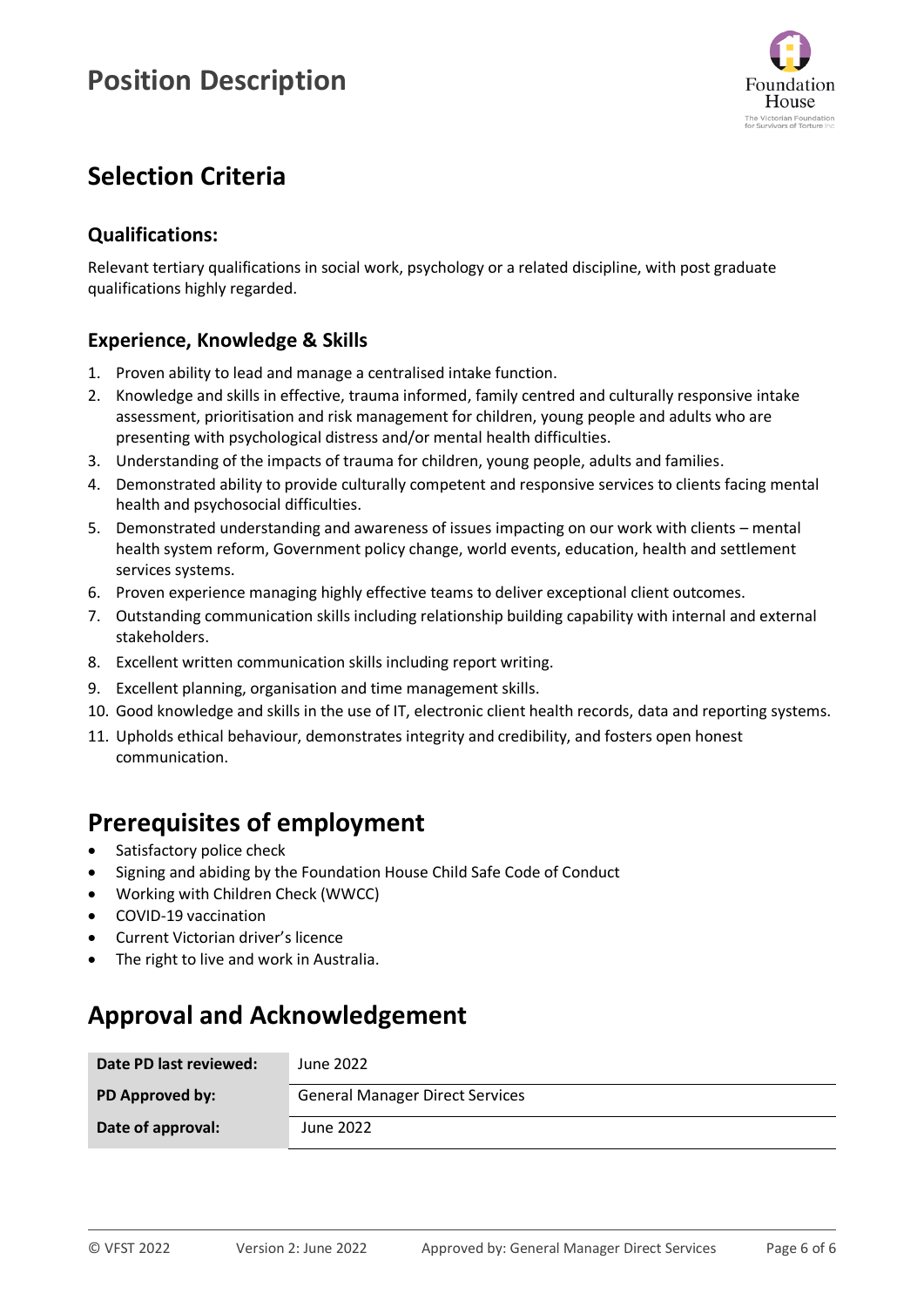# Position Description

## Selection Criteria

### Qualifications:

Relevant tertiary qualifications in social work, psychology or a related discipline, with post graduate qualifications highly regarded.

### Experience, Knowledge & Skills

1. Proven ability to lead and manage a centralised intake function.
2. Knowledge and skills in effective, trauma informed, family centred and culturally responsive intake assessment, prioritisation and risk management for children, young people and adults who are presenting with psychological distress and/or mental health difficulties.
3. Understanding of the impacts of trauma for children, young people, adults and families.
4. Demonstrated ability to provide culturally competent and responsive services to clients facing mental health and psychosocial difficulties.
5. Demonstrated understanding and awareness of issues impacting on our work with clients – mental health system reform, Government policy change, world events, education, health and settlement services systems.
6. Proven experience managing highly effective teams to deliver exceptional client outcomes.
7. Outstanding communication skills including relationship building capability with internal and external stakeholders.
8. Excellent written communication skills including report writing.
9. Excellent planning, organisation and time management skills.
10. Good knowledge and skills in the use of IT, electronic client health records, data and reporting systems.
11. Upholds ethical behaviour, demonstrates integrity and credibility, and fosters open honest communication.

## Prerequisites of employment

- Satisfactory police check
- Signing and abiding by the Foundation House Child Safe Code of Conduct
- Working with Children Check (WWCC)
- COVID-19 vaccination
- Current Victorian driver's licence
- The right to live and work in Australia.

## Approval and Acknowledgement

| | |
|---|---|
| **Date PD last reviewed:** | June 2022 |
| **PD Approved by:** | General Manager Direct Services |
| **Date of approval:** | June 2022 |